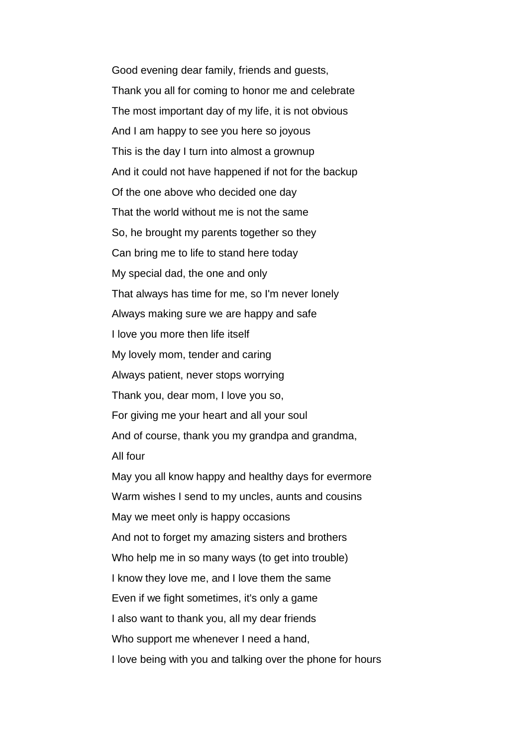Good evening dear family, friends and guests,

Thank you all for coming to honor me and celebrate

The most important day of my life, it is not obvious

And I am happy to see you here so joyous

This is the day I turn into almost a grownup

And it could not have happened if not for the backup

Of the one above who decided one day

That the world without me is not the same

So, he brought my parents together so they

Can bring me to life to stand here today

My special dad, the one and only

That always has time for me, so I'm never lonely

Always making sure we are happy and safe

I love you more then life itself

My lovely mom, tender and caring

Always patient, never stops worrying

Thank you, dear mom, I love you so,

For giving me your heart and all your soul

And of course, thank you my grandpa and grandma,

All four

May you all know happy and healthy days for evermore

Warm wishes I send to my uncles, aunts and cousins

May we meet only is happy occasions

And not to forget my amazing sisters and brothers

Who help me in so many ways (to get into trouble)

I know they love me, and I love them the same

Even if we fight sometimes, it's only a game

I also want to thank you, all my dear friends

Who support me whenever I need a hand,

I love being with you and talking over the phone for hours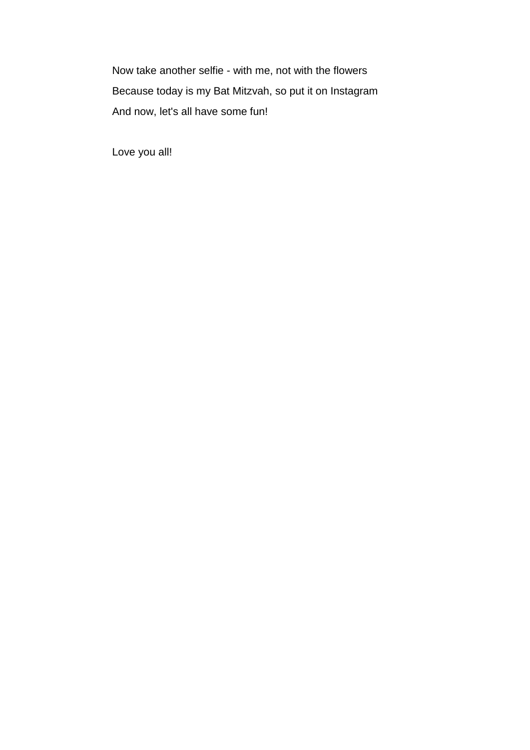Now take another selfie - with me, not with the flowers
Because today is my Bat Mitzvah, so put it on Instagram
And now, let's all have some fun!

Love you all!